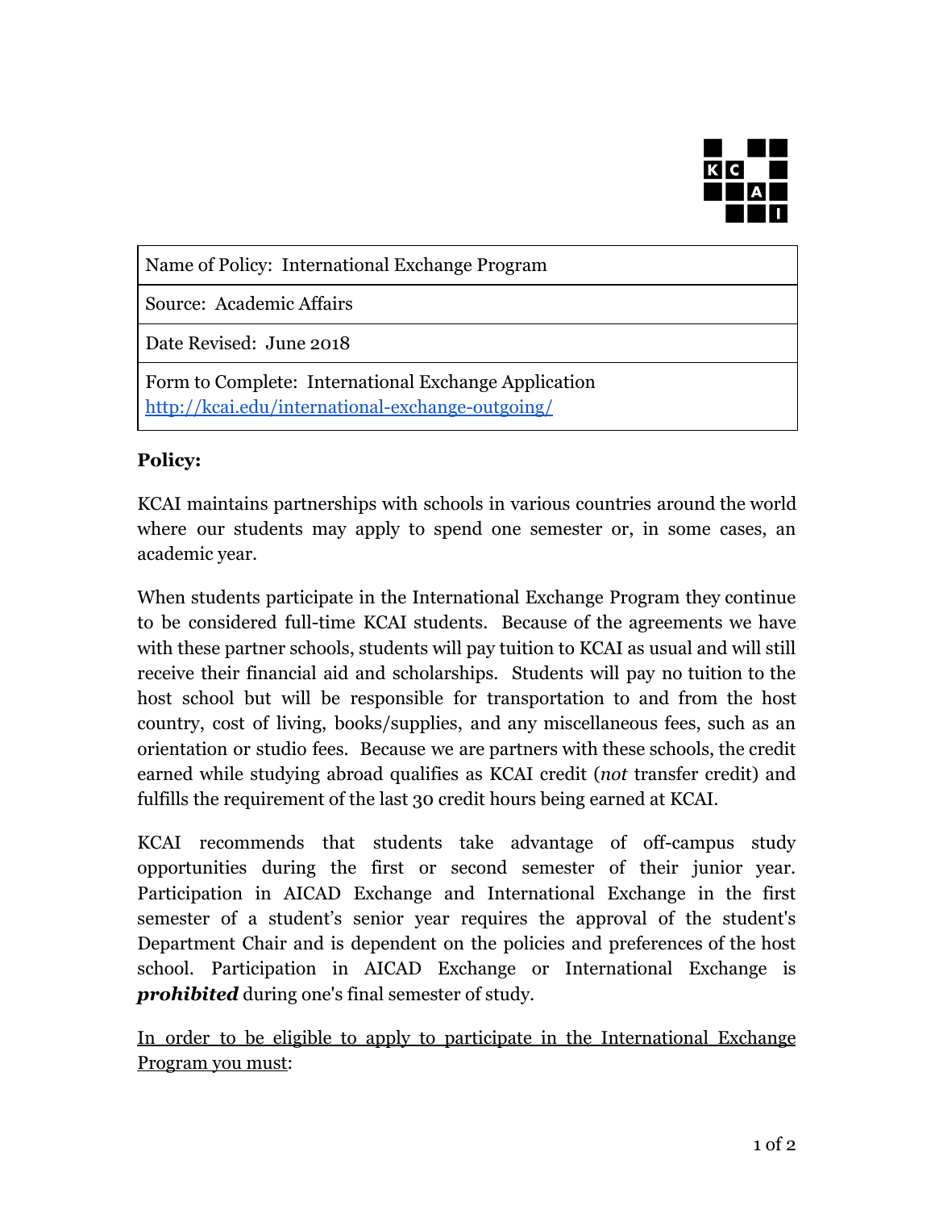| Name of Policy: International Exchange Program |
|---|
| Source: Academic Affairs |
| Date Revised: June 2018 |
| Form to Complete: International Exchange Application [http://kcai.edu/international-exchange-outgoing/](http://kcai.edu/international-exchange-outgoing/) |

**Policy:**

KCAI maintains partnerships with schools in various countries around the world where our students may apply to spend one semester or, in some cases, an academic year.

When students participate in the International Exchange Program they continue to be considered full-time KCAI students. Because of the agreements we have with these partner schools, students will pay tuition to KCAI as usual and will still receive their financial aid and scholarships. Students will pay no tuition to the host school but will be responsible for transportation to and from the host country, cost of living, books/supplies, and any miscellaneous fees, such as an orientation or studio fees. Because we are partners with these schools, the credit earned while studying abroad qualifies as KCAI credit (*not* transfer credit) and fulfills the requirement of the last 30 credit hours being earned at KCAI.

KCAI recommends that students take advantage of off-campus study opportunities during the first or second semester of their junior year. Participation in AICAD Exchange and International Exchange in the first semester of a student's senior year requires the approval of the student's Department Chair and is dependent on the policies and preferences of the host school. Participation in AICAD Exchange or International Exchange is ***prohibited*** during one's final semester of study.

<u>In order to be eligible to apply to participate in the International Exchange Program you must</u>: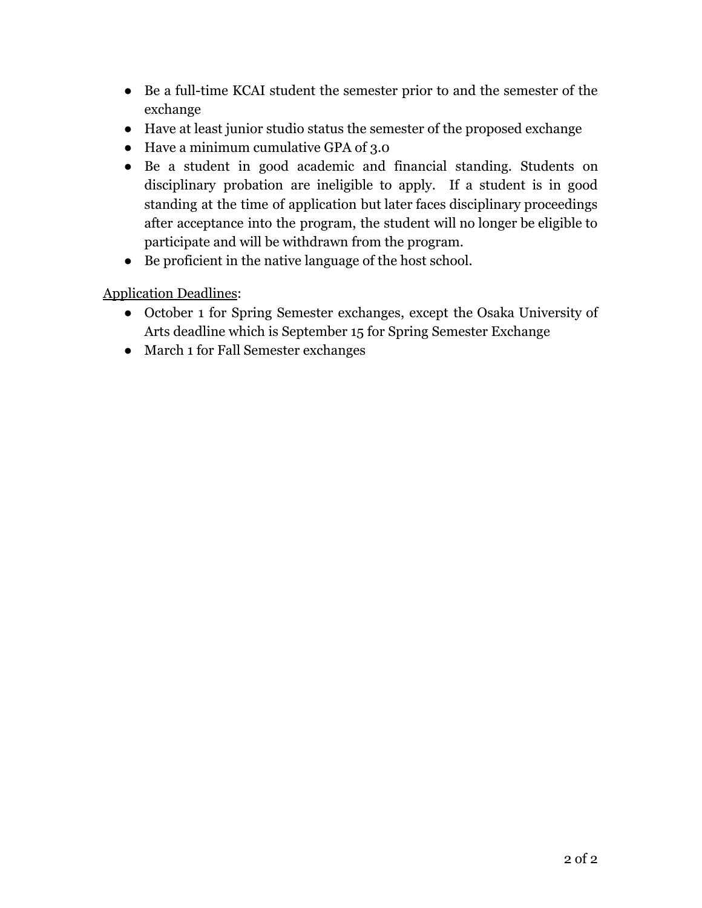- Be a full-time KCAI student the semester prior to and the semester of the exchange
- Have at least junior studio status the semester of the proposed exchange
- Have a minimum cumulative GPA of 3.0
- Be a student in good academic and financial standing. Students on disciplinary probation are ineligible to apply. If a student is in good standing at the time of application but later faces disciplinary proceedings after acceptance into the program, the student will no longer be eligible to participate and will be withdrawn from the program.
- Be proficient in the native language of the host school.

<u>Application Deadlines</u>:

- October 1 for Spring Semester exchanges, except the Osaka University of Arts deadline which is September 15 for Spring Semester Exchange
- March 1 for Fall Semester exchanges